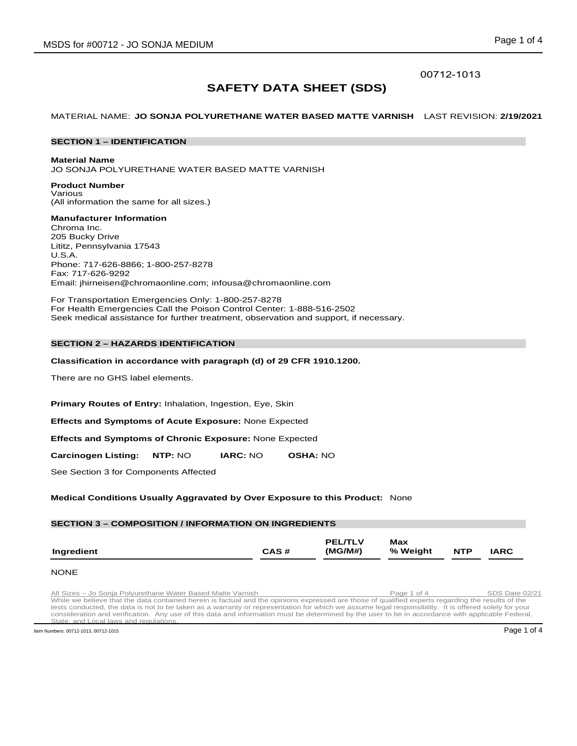00712-1013

# SAFETY DATA SHEET (SDS)

MATERIAL NAME: **JO SONJA POLYURETHANE WATER BASED MATTE VARNISH** LAST REVISION: **2/19/2021**

## SECTION 1 – IDENTIFICATION

**Material Name**
JO SONJA POLYURETHANE WATER BASED MATTE VARNISH

**Product Number**
Various
(All information the same for all sizes.)

**Manufacturer Information**
Chroma Inc.
205 Bucky Drive
Lititz, Pennsylvania 17543
U.S.A.
Phone: 717-626-8866; 1-800-257-8278
Fax: 717-626-9292
Email: jhirneisen@chromaonline.com; infousa@chromaonline.com

For Transportation Emergencies Only: 1-800-257-8278
For Health Emergencies Call the Poison Control Center: 1-888-516-2502
Seek medical assistance for further treatment, observation and support, if necessary.

## SECTION 2 – HAZARDS IDENTIFICATION

**Classification in accordance with paragraph (d) of 29 CFR 1910.1200.**

There are no GHS label elements.

**Primary Routes of Entry:** Inhalation, Ingestion, Eye, Skin

**Effects and Symptoms of Acute Exposure:** None Expected

**Effects and Symptoms of Chronic Exposure:** None Expected

**Carcinogen Listing:** **NTP:** NO **IARC:** NO **OSHA:** NO

See Section 3 for Components Affected

**Medical Conditions Usually Aggravated by Over Exposure to this Product:** None

## SECTION 3 – COMPOSITION / INFORMATION ON INGREDIENTS

| Ingredient | CAS # | PEL/TLV (MG/M#) | Max % Weight | NTP | IARC |
|---|---|---|---|---|---|

NONE

All Sizes – Jo Sonja Polyurethane Water Based Matte Varnish SDS Date 02/21

While we believe that the data contained herein is factual and the opinions expressed are those of qualified experts regarding the results of the tests conducted, the data is not to be taken as a warranty or representation for which we assume legal responsibility. It is offered solely for your consideration and verification. Any use of this data and information must be determined by the user to be in accordance with applicable Federal, State, and Local laws and regulations.

Item Numbers: 00712-1013, 00712-1015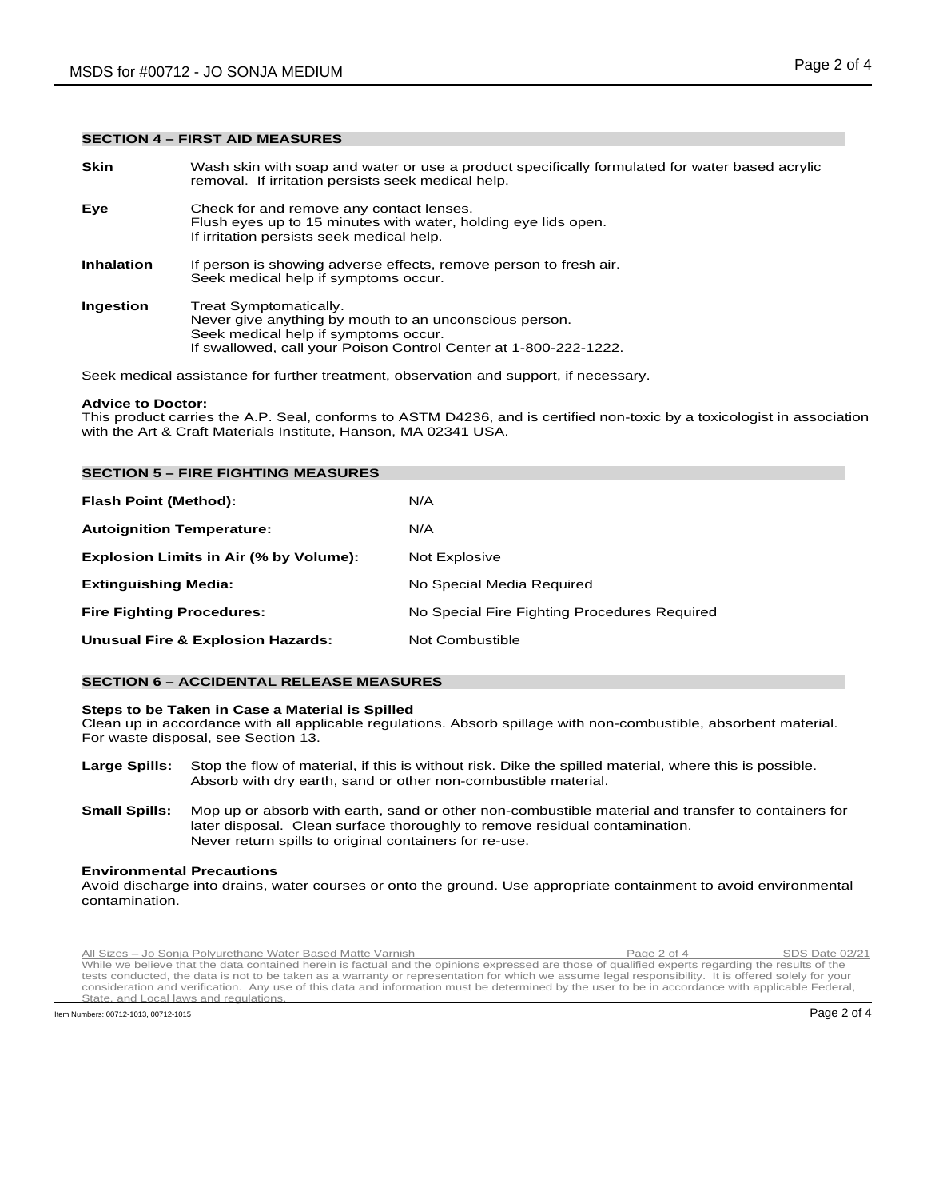## SECTION 4 – FIRST AID MEASURES

**Skin** Wash skin with soap and water or use a product specifically formulated for water based acrylic removal. If irritation persists seek medical help.

**Eye** Check for and remove any contact lenses.
Flush eyes up to 15 minutes with water, holding eye lids open.
If irritation persists seek medical help.

**Inhalation** If person is showing adverse effects, remove person to fresh air.
Seek medical help if symptoms occur.

**Ingestion** Treat Symptomatically.
Never give anything by mouth to an unconscious person.
Seek medical help if symptoms occur.
If swallowed, call your Poison Control Center at 1-800-222-1222.

Seek medical assistance for further treatment, observation and support, if necessary.

**Advice to Doctor:**
This product carries the A.P. Seal, conforms to ASTM D4236, and is certified non-toxic by a toxicologist in association with the Art & Craft Materials Institute, Hanson, MA 02341 USA.

## SECTION 5 – FIRE FIGHTING MEASURES

| | |
|---|---|
| **Flash Point (Method):** | N/A |
| **Autoignition Temperature:** | N/A |
| **Explosion Limits in Air (% by Volume):** | Not Explosive |
| **Extinguishing Media:** | No Special Media Required |
| **Fire Fighting Procedures:** | No Special Fire Fighting Procedures Required |
| **Unusual Fire & Explosion Hazards:** | Not Combustible |

## SECTION 6 – ACCIDENTAL RELEASE MEASURES

**Steps to be Taken in Case a Material is Spilled**
Clean up in accordance with all applicable regulations. Absorb spillage with non-combustible, absorbent material. For waste disposal, see Section 13.

**Large Spills:** Stop the flow of material, if this is without risk. Dike the spilled material, where this is possible. Absorb with dry earth, sand or other non-combustible material.

**Small Spills:** Mop up or absorb with earth, sand or other non-combustible material and transfer to containers for later disposal. Clean surface thoroughly to remove residual contamination.
Never return spills to original containers for re-use.

**Environmental Precautions**
Avoid discharge into drains, water courses or onto the ground. Use appropriate containment to avoid environmental contamination.

All Sizes – Jo Sonja Polyurethane Water Based Matte Varnish — SDS Date 02/21
While we believe that the data contained herein is factual and the opinions expressed are those of qualified experts regarding the results of the tests conducted, the data is not to be taken as a warranty or representation for which we assume legal responsibility. It is offered solely for your consideration and verification. Any use of this data and information must be determined by the user to be in accordance with applicable Federal, State, and Local laws and regulations.

Item Numbers: 00712-1013, 00712-1015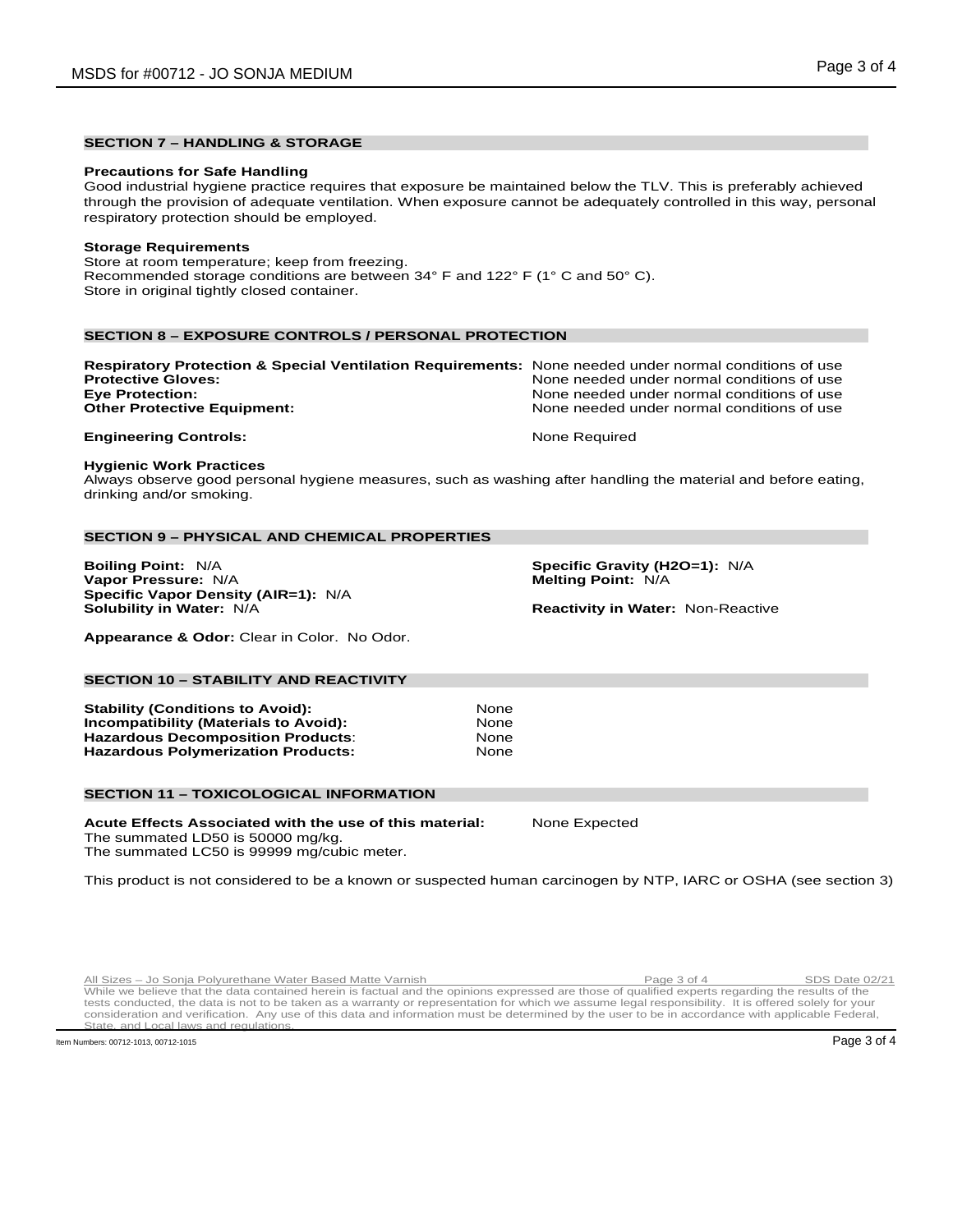## SECTION 7 – HANDLING & STORAGE

**Precautions for Safe Handling**
Good industrial hygiene practice requires that exposure be maintained below the TLV. This is preferably achieved through the provision of adequate ventilation. When exposure cannot be adequately controlled in this way, personal respiratory protection should be employed.

**Storage Requirements**
Store at room temperature; keep from freezing.
Recommended storage conditions are between 34° F and 122° F (1° C and 50° C).
Store in original tightly closed container.

## SECTION 8 – EXPOSURE CONTROLS / PERSONAL PROTECTION

**Respiratory Protection & Special Ventilation Requirements:** None needed under normal conditions of use
**Protective Gloves:** None needed under normal conditions of use
**Eye Protection:** None needed under normal conditions of use
**Other Protective Equipment:** None needed under normal conditions of use

**Engineering Controls:** None Required

**Hygienic Work Practices**
Always observe good personal hygiene measures, such as washing after handling the material and before eating, drinking and/or smoking.

## SECTION 9 – PHYSICAL AND CHEMICAL PROPERTIES

**Boiling Point:** N/A
**Vapor Pressure:** N/A
**Specific Vapor Density (AIR=1):** N/A
**Solubility in Water:** N/A
**Specific Gravity (H2O=1):** N/A
**Melting Point:** N/A
**Reactivity in Water:** Non-Reactive

**Appearance & Odor:** Clear in Color. No Odor.

## SECTION 10 – STABILITY AND REACTIVITY

**Stability (Conditions to Avoid):** None
**Incompatibility (Materials to Avoid):** None
**Hazardous Decomposition Products**: None
**Hazardous Polymerization Products:** None

## SECTION 11 – TOXICOLOGICAL INFORMATION

**Acute Effects Associated with the use of this material:** None Expected
The summated LD50 is 50000 mg/kg.
The summated LC50 is 99999 mg/cubic meter.

This product is not considered to be a known or suspected human carcinogen by NTP, IARC or OSHA (see section 3)

All Sizes – Jo Sonja Polyurethane Water Based Matte Varnish — SDS Date 02/21
While we believe that the data contained herein is factual and the opinions expressed are those of qualified experts regarding the results of the tests conducted, the data is not to be taken as a warranty or representation for which we assume legal responsibility. It is offered solely for your consideration and verification. Any use of this data and information must be determined by the user to be in accordance with applicable Federal, State, and Local laws and regulations.

Item Numbers: 00712-1013, 00712-1015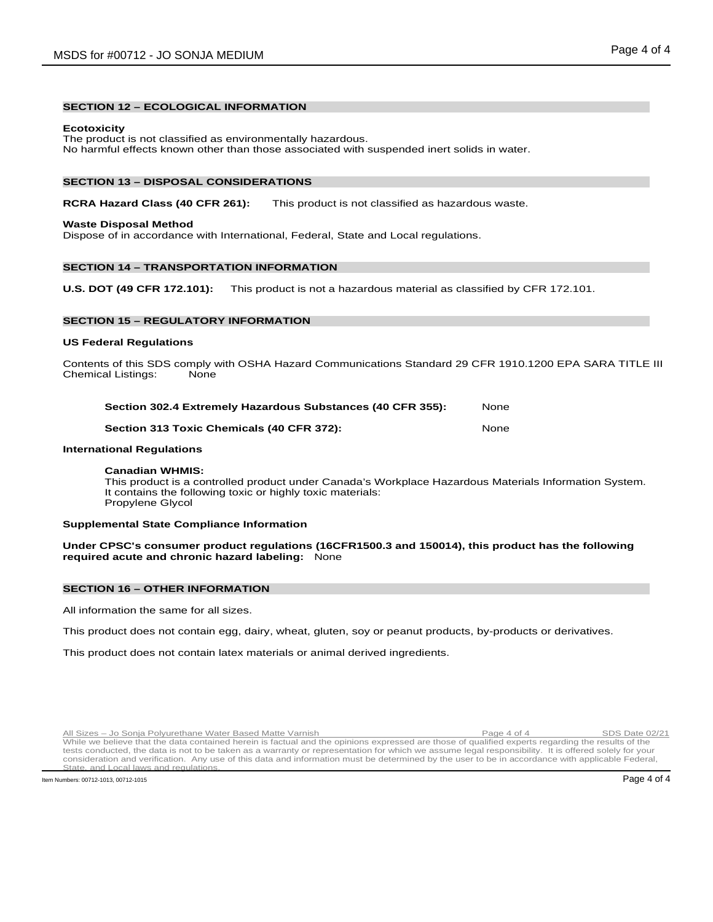## SECTION 12 – ECOLOGICAL INFORMATION

**Ecotoxicity**
The product is not classified as environmentally hazardous.
No harmful effects known other than those associated with suspended inert solids in water.

## SECTION 13 – DISPOSAL CONSIDERATIONS

**RCRA Hazard Class (40 CFR 261):** This product is not classified as hazardous waste.

**Waste Disposal Method**
Dispose of in accordance with International, Federal, State and Local regulations.

## SECTION 14 – TRANSPORTATION INFORMATION

**U.S. DOT (49 CFR 172.101):** This product is not a hazardous material as classified by CFR 172.101.

## SECTION 15 – REGULATORY INFORMATION

**US Federal Regulations**

Contents of this SDS comply with OSHA Hazard Communications Standard 29 CFR 1910.1200 EPA SARA TITLE III Chemical Listings: None

**Section 302.4 Extremely Hazardous Substances (40 CFR 355):** None

**Section 313 Toxic Chemicals (40 CFR 372):** None

**International Regulations**

**Canadian WHMIS:**
This product is a controlled product under Canada's Workplace Hazardous Materials Information System.
It contains the following toxic or highly toxic materials:
Propylene Glycol

**Supplemental State Compliance Information**

**Under CPSC's consumer product regulations (16CFR1500.3 and 150014), this product has the following required acute and chronic hazard labeling:** None

## SECTION 16 – OTHER INFORMATION

All information the same for all sizes.

This product does not contain egg, dairy, wheat, gluten, soy or peanut products, by-products or derivatives.

This product does not contain latex materials or animal derived ingredients.

All Sizes – Jo Sonja Polyurethane Water Based Matte Varnish SDS Date 02/21

While we believe that the data contained herein is factual and the opinions expressed are those of qualified experts regarding the results of the tests conducted, the data is not to be taken as a warranty or representation for which we assume legal responsibility. It is offered solely for your consideration and verification. Any use of this data and information must be determined by the user to be in accordance with applicable Federal, State, and Local laws and regulations.

Item Numbers: 00712-1013, 00712-1015